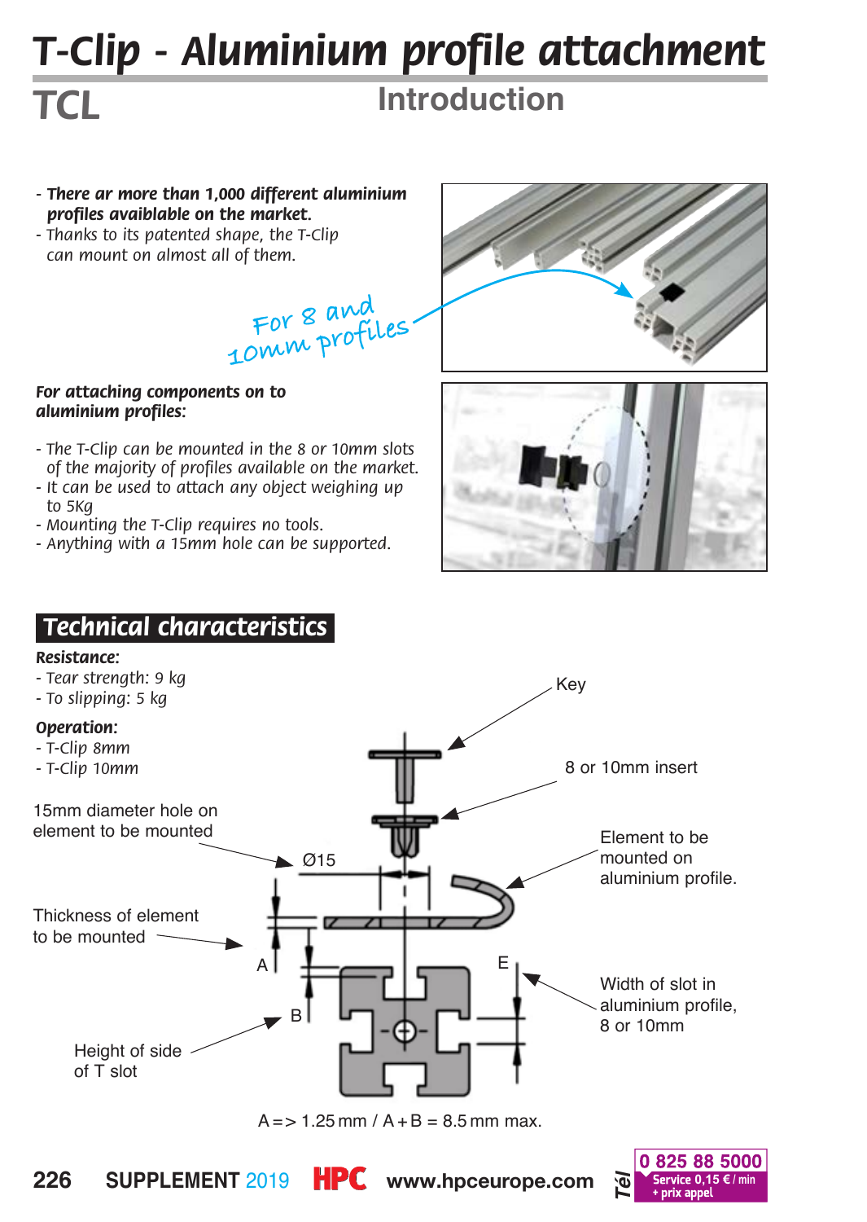# T-Clip - Aluminium profile attachment

## TCL

### Introduction

- ***There ar more than 1,000 different aluminium profiles availblable on the market.***
- *Thanks to its patented shape, the T-Clip can mount on almost all of them.*

For 8 and 10mm profiles

***For attaching components on to aluminium profiles:***

- *The T-Clip can be mounted in the 8 or 10mm slots of the majority of profiles available on the market.*
- *It can be used to attach any object weighing up to 5Kg*
- *Mounting the T-Clip requires no tools.*
- *Anything with a 15mm hole can be supported.*

## Technical characteristics

***Resistance:***

- *Tear strength: 9 kg*
- *To slipping: 5 kg*

***Operation:***

- *T-Clip 8mm*
- *T-Clip 10mm*

Key

8 or 10mm insert

15mm diameter hole on element to be mounted

Ø15

Element to be mounted on aluminium profile.

Thickness of element to be mounted

A

B

E

Width of slot in aluminium profile, 8 or 10mm

Height of side of T slot

A => 1.25 mm / A + B = 8.5 mm max.

SUPPLEMENT 2019 HPC www.hpceurope.com Tél 0 825 88 5000 Service 0,15 € / min + prix appel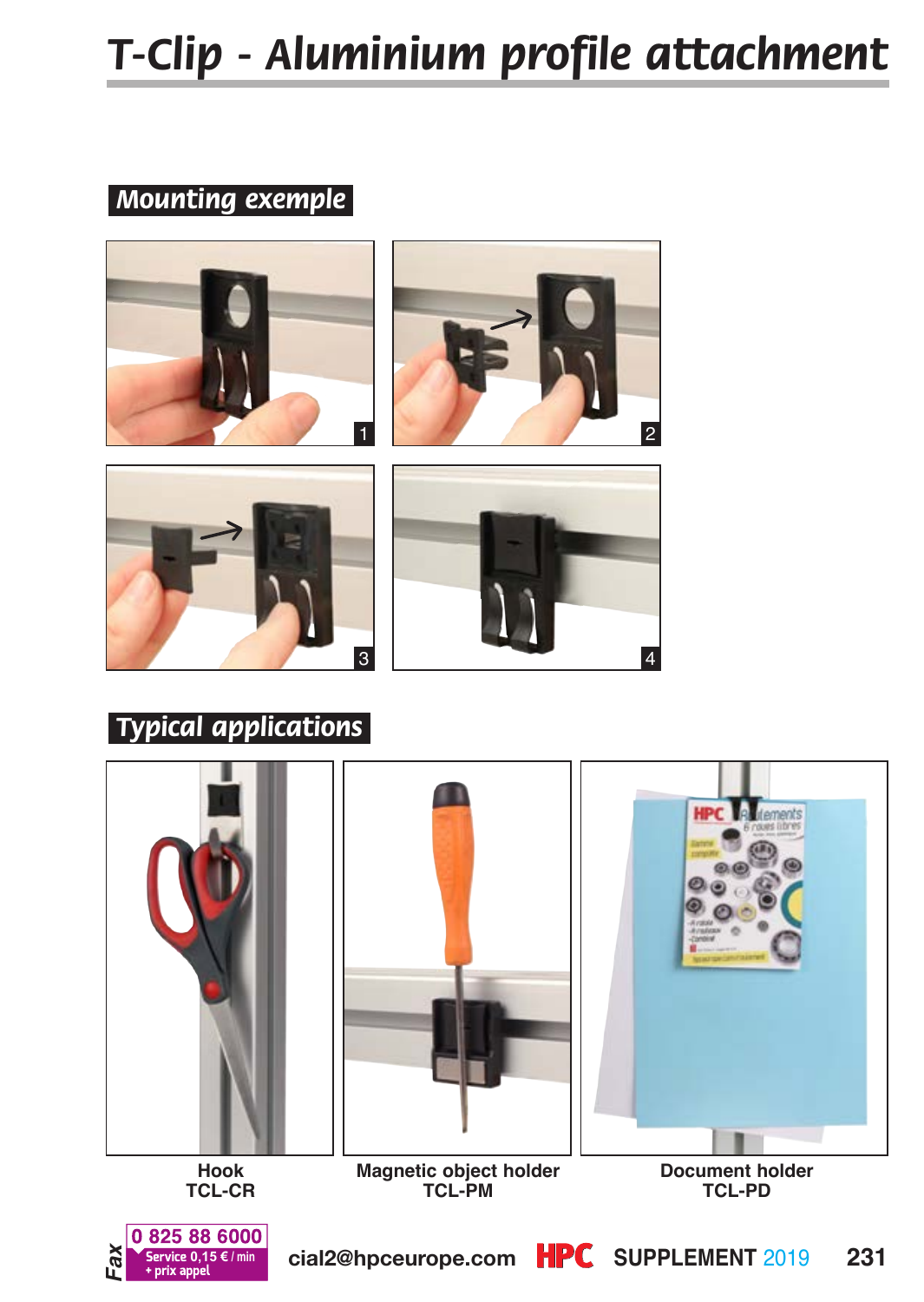# T-Clip - Aluminium profile attachment

## Mounting exemple

1

2

3

4

## Typical applications

Hook
TCL-CR

Magnetic object holder
TCL-PM

Document holder
TCL-PD